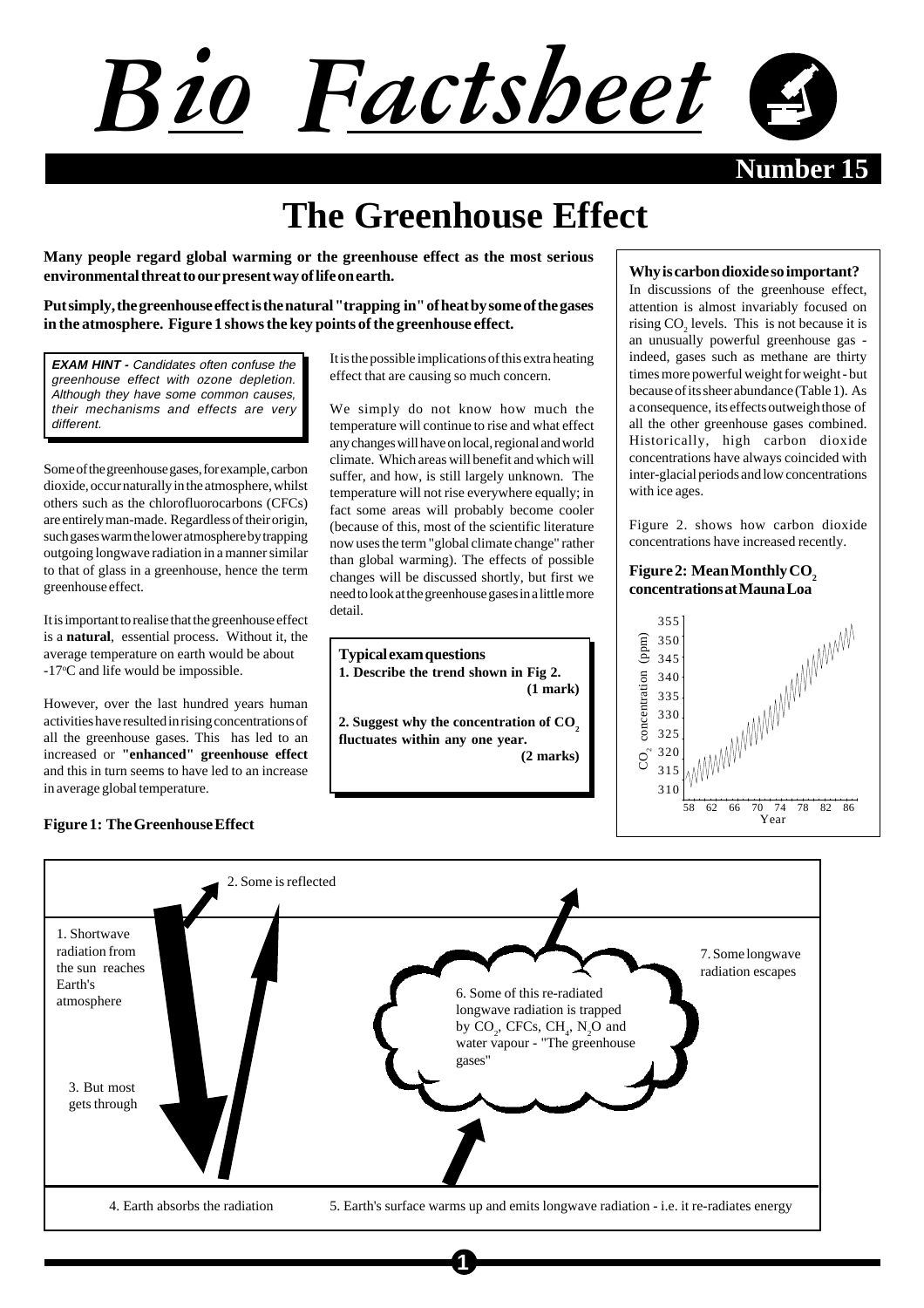# Bio Factsheet

**Number 15**

# The Greenhouse Effect

**Many people regard global warming or the greenhouse effect as the most serious environmental threat to our present way of life on earth.**

**Put simply, the greenhouse effect is the natural "trapping in" of heat by some of the gases in the atmosphere. Figure 1 shows the key points of the greenhouse effect.**

> ***EXAM HINT*** *- Candidates often confuse the greenhouse effect with ozone depletion. Although they have some common causes, their mechanisms and effects are very different.*

Some of the greenhouse gases, for example, carbon dioxide, occur naturally in the atmosphere, whilst others such as the chlorofluorocarbons (CFCs) are entirely man-made. Regardless of their origin, such gases warm the lower atmosphere by trapping outgoing longwave radiation in a manner similar to that of glass in a greenhouse, hence the term greenhouse effect.

It is important to realise that the greenhouse effect is a **natural**, essential process. Without it, the average temperature on earth would be about -17°C and life would be impossible.

However, over the last hundred years human activities have resulted in rising concentrations of all the greenhouse gases. This has led to an increased or **"enhanced" greenhouse effect** and this in turn seems to have led to an increase in average global temperature.

It is the possible implications of this extra heating effect that are causing so much concern.

We simply do not know how much the temperature will continue to rise and what effect any changes will have on local, regional and world climate. Which areas will benefit and which will suffer, and how, is still largely unknown. The temperature will not rise everywhere equally; in fact some areas will probably become cooler (because of this, most of the scientific literature now uses the term "global climate change" rather than global warming). The effects of possible changes will be discussed shortly, but first we need to look at the greenhouse gases in a little more detail.

> **Typical exam questions**
>
> **1. Describe the trend shown in Fig 2.** **(1 mark)**
>
> **2. Suggest why the concentration of $CO_2$ fluctuates within any one year.** **(2 marks)**

**Why is carbon dioxide so important?**

In discussions of the greenhouse effect, attention is almost invariably focused on rising $CO_2$ levels. This is not because it is an unusually powerful greenhouse gas - indeed, gases such as methane are thirty times more powerful weight for weight - but because of its sheer abundance (Table 1). As a consequence, its effects outweigh those of all the other greenhouse gases combined. Historically, high carbon dioxide concentrations have always coincided with inter-glacial periods and low concentrations with ice ages.

Figure 2. shows how carbon dioxide concentrations have increased recently.

**Figure 2: Mean Monthly $CO_2$ concentrations at Mauna Loa**

**Figure 1: The Greenhouse Effect**

1. Shortwave radiation from the sun reaches Earth's atmosphere
2. Some is reflected
3. But most gets through
4. Earth absorbs the radiation
5. Earth's surface warms up and emits longwave radiation - i.e. it re-radiates energy
6. Some of this re-radiated longwave radiation is trapped by $CO_2$, CFCs, $CH_4$, $N_2O$ and water vapour - "The greenhouse gases"
7. Some longwave radiation escapes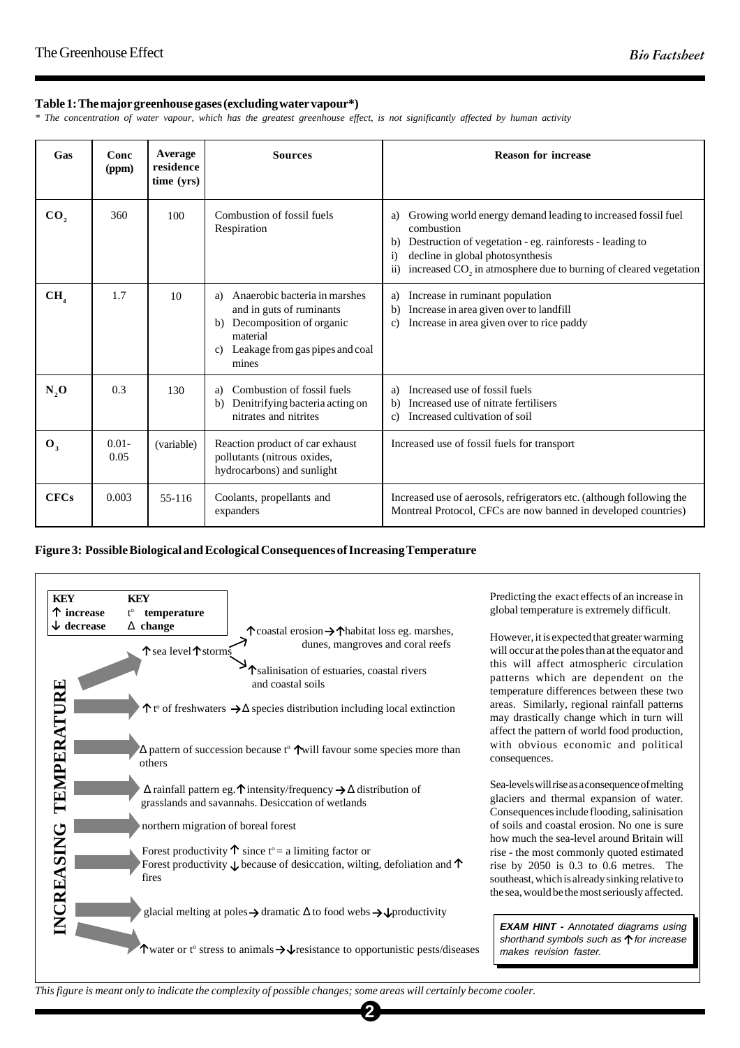**Table 1: The major greenhouse gases (excluding water vapour*)**

*\* The concentration of water vapour, which has the greatest greenhouse effect, is not significantly affected by human activity*

| Gas | Conc (ppm) | Average residence time (yrs) | Sources | Reason for increase |
|---|---|---|---|---|
| $CO_2$ | 360 | 100 | Combustion of fossil fuels<br>Respiration | a) Growing world energy demand leading to increased fossil fuel combustion<br>b) Destruction of vegetation - eg. rainforests - leading to<br>i) decline in global photosynthesis<br>ii) increased $CO_2$ in atmosphere due to burning of cleared vegetation |
| $CH_4$ | 1.7 | 10 | a) Anaerobic bacteria in marshes and in guts of ruminants<br>b) Decomposition of organic material<br>c) Leakage from gas pipes and coal mines | a) Increase in ruminant population<br>b) Increase in area given over to landfill<br>c) Increase in area given over to rice paddy |
| $N_2O$ | 0.3 | 130 | a) Combustion of fossil fuels<br>b) Denitrifying bacteria acting on nitrates and nitrites | a) Increased use of fossil fuels<br>b) Increased use of nitrate fertilisers<br>c) Increased cultivation of soil |
| $O_3$ | 0.01-0.05 | (variable) | Reaction product of car exhaust pollutants (nitrous oxides, hydrocarbons) and sunlight | Increased use of fossil fuels for transport |
| CFCs | 0.003 | 55-116 | Coolants, propellants and expanders | Increased use of aerosols, refrigerators etc. (although following the Montreal Protocol, CFCs are now banned in developed countries) |

**Figure 3: Possible Biological and Ecological Consequences of Increasing Temperature**

KEY: ↑ increase; ↓ decrease; t° temperature; Δ change

INCREASING TEMPERATURE →

- ↑sea level ↑storms → ↑coastal erosion → ↑habitat loss eg. marshes, dunes, mangroves and coral reefs; ↑salinisation of estuaries, coastal rivers and coastal soils
- ↑ t° of freshwaters → Δ species distribution including local extinction
- Δ pattern of succession because t° ↑ will favour some species more than others
- Δ rainfall pattern eg. ↑intensity/frequency → Δ distribution of grasslands and savannahs. Desiccation of wetlands
- northern migration of boreal forest
- Forest productivity ↑ since t° = a limiting factor or Forest productivity ↓ because of desiccation, wilting, defoliation and ↑ fires
- glacial melting at poles → dramatic Δ to food webs → ↓productivity
- ↑water or t° stress to animals → ↓resistance to opportunistic pests/diseases

Predicting the exact effects of an increase in global temperature is extremely difficult.

However, it is expected that greater warming will occur at the poles than at the equator and this will affect atmospheric circulation patterns which are dependent on the temperature differences between these two areas. Similarly, regional rainfall patterns may drastically change which in turn will affect the pattern of world food production, with obvious economic and political consequences.

Sea-levels will rise as a consequence of melting glaciers and thermal expansion of water. Consequences include flooding, salinisation of soils and coastal erosion. No one is sure how much the sea-level around Britain will rise - the most commonly quoted estimated rise by 2050 is 0.3 to 0.6 metres. The southeast, which is already sinking relative to the sea, would be the most seriously affected.

> ***EXAM HINT** - Annotated diagrams using shorthand symbols such as ↑ for increase makes revision faster.*

*This figure is meant only to indicate the complexity of possible changes; some areas will certainly become cooler.*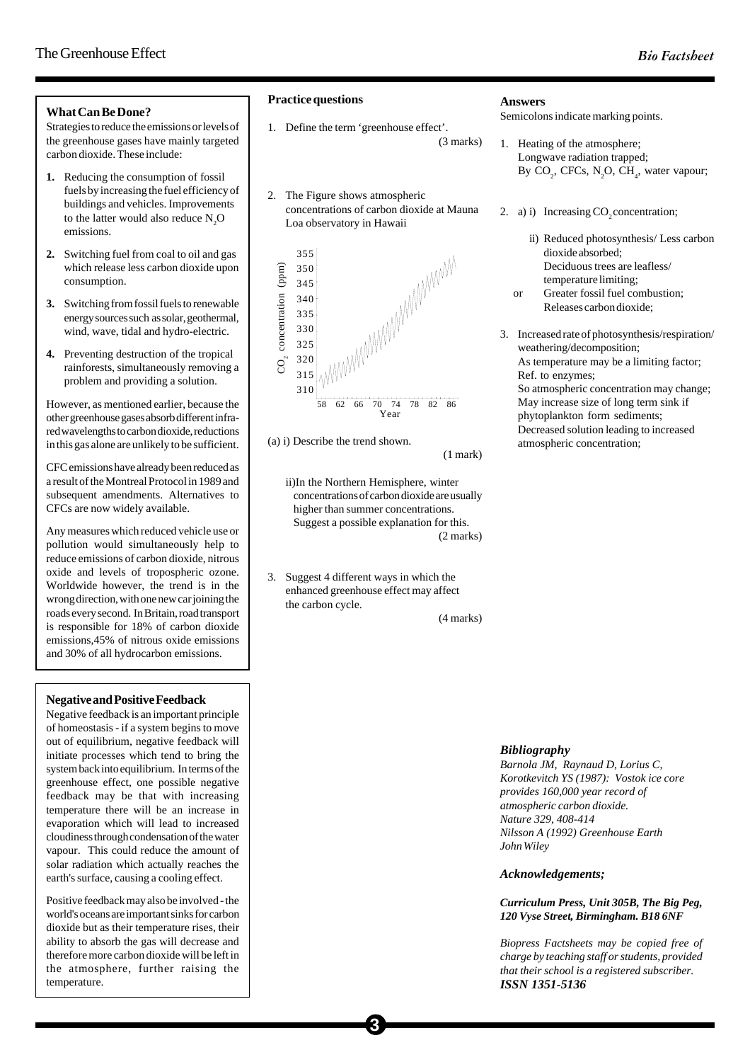## What Can Be Done?

Strategies to reduce the emissions or levels of the greenhouse gases have mainly targeted carbon dioxide. These include:

1. Reducing the consumption of fossil fuels by increasing the fuel efficiency of buildings and vehicles. Improvements to the latter would also reduce $N_2O$ emissions.
2. Switching fuel from coal to oil and gas which release less carbon dioxide upon consumption.
3. Switching from fossil fuels to renewable energy sources such as solar, geothermal, wind, wave, tidal and hydro-electric.
4. Preventing destruction of the tropical rainforests, simultaneously removing a problem and providing a solution.

However, as mentioned earlier, because the other greenhouse gases absorb different infra-red wavelengths to carbon dioxide, reductions in this gas alone are unlikely to be sufficient.

CFC emissions have already been reduced as a result of the Montreal Protocol in 1989 and subsequent amendments. Alternatives to CFCs are now widely available.

Any measures which reduced vehicle use or pollution would simultaneously help to reduce emissions of carbon dioxide, nitrous oxide and levels of tropospheric ozone. Worldwide however, the trend is in the wrong direction, with one new car joining the roads every second. In Britain, road transport is responsible for 18% of carbon dioxide emissions,45% of nitrous oxide emissions and 30% of all hydrocarbon emissions.

## Negative and Positive Feedback

Negative feedback is an important principle of homeostasis - if a system begins to move out of equilibrium, negative feedback will initiate processes which tend to bring the system back into equilibrium. In terms of the greenhouse effect, one possible negative feedback may be that with increasing temperature there will be an increase in evaporation which will lead to increased cloudiness through condensation of the water vapour. This could reduce the amount of solar radiation which actually reaches the earth's surface, causing a cooling effect.

Positive feedback may also be involved - the world's oceans are important sinks for carbon dioxide but as their temperature rises, their ability to absorb the gas will decrease and therefore more carbon dioxide will be left in the atmosphere, further raising the temperature.

## Practice questions

1. Define the term 'greenhouse effect'. (3 marks)

2. The Figure shows atmospheric concentrations of carbon dioxide at Mauna Loa observatory in Hawaii

$CO_2$ concentration (ppm)
355
350
345
340
335
330
325
320
315
310
58 62 66 70 74 78 82 86
Year

(a) i) Describe the trend shown. (1 mark)

ii) In the Northern Hemisphere, winter concentrations of carbon dioxide are usually higher than summer concentrations. Suggest a possible explanation for this. (2 marks)

3. Suggest 4 different ways in which the enhanced greenhouse effect may affect the carbon cycle. (4 marks)

## Answers

Semicolons indicate marking points.

1. Heating of the atmosphere;
   Longwave radiation trapped;
   By $CO_2$, CFCs, $N_2O$, $CH_4$, water vapour;

2. a) i) Increasing $CO_2$ concentration;

   ii) Reduced photosynthesis/ Less carbon dioxide absorbed;
   Deciduous trees are leafless/ temperature limiting;
   or Greater fossil fuel combustion;
   Releases carbon dioxide;

3. Increased rate of photosynthesis/respiration/ weathering/decomposition;
   As temperature may be a limiting factor;
   Ref. to enzymes;
   So atmospheric concentration may change;
   May increase size of long term sink if phytoplankton form sediments;
   Decreased solution leading to increased atmospheric concentration;

### *Bibliography*

*Barnola JM, Raynaud D, Lorius C, Korotkevitch YS (1987): Vostok ice core provides 160,000 year record of atmospheric carbon dioxide. Nature 329, 408-414*

*Nilsson A (1992) Greenhouse Earth John Wiley*

### *Acknowledgements;*

***Curriculum Press, Unit 305B, The Big Peg, 120 Vyse Street, Birmingham. B18 6NF***

*Biopress Factsheets may be copied free of charge by teaching staff or students, provided that their school is a registered subscriber.*

***ISSN 1351-5136***